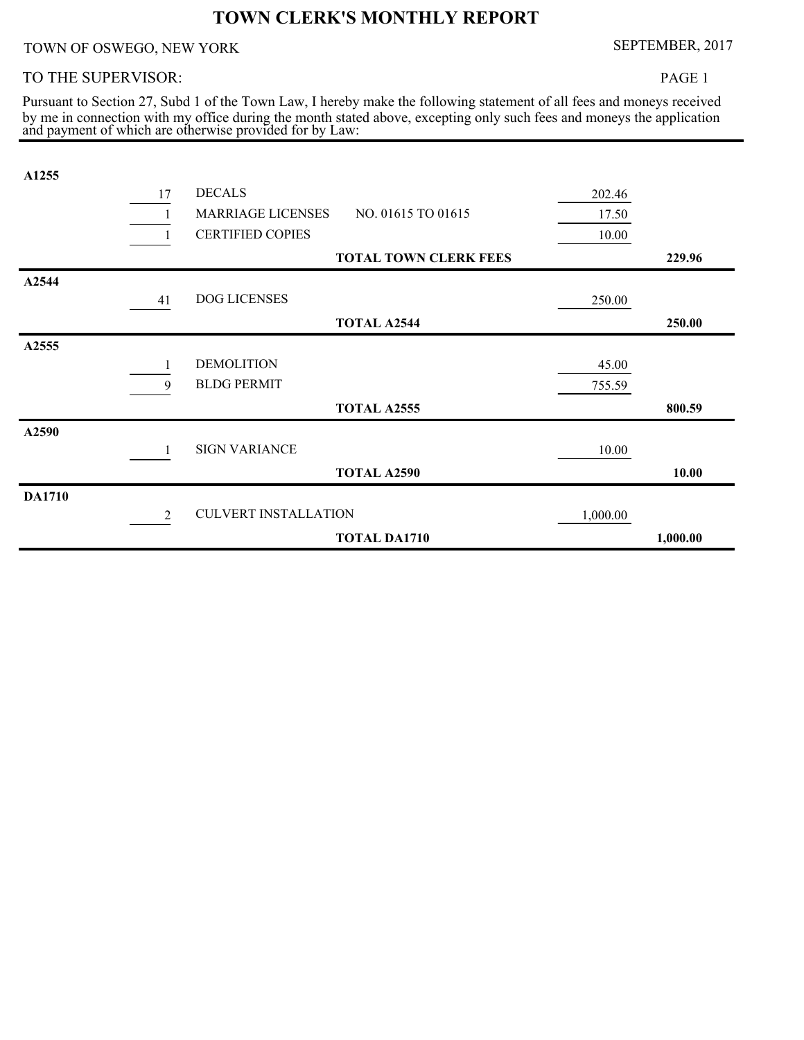# TOWN CLERK'S MONTHLY REPORT

TOWN OF OSWEGO, NEW YORK

SEPTEMBER, 2017

TO THE SUPERVISOR:

Pursuant to Section 27, Subd 1 of the Town Law, I hereby make the following statement of all fees and moneys received by me in connection with my office during the month stated above, excepting only such fees and moneys the application and payment of which are otherwise provided for by Law:

| Account | Qty | Description | | Amount | Total |
|---|---|---|---|---|---|
| **A1255** | | | | | |
| | 17 | DECALS | | 202.46 | |
| | 1 | MARRIAGE LICENSES | NO. 01615 TO 01615 | 17.50 | |
| | 1 | CERTIFIED COPIES | | 10.00 | |
| | | | **TOTAL TOWN CLERK FEES** | | **229.96** |
| **A2544** | | | | | |
| | 41 | DOG LICENSES | | 250.00 | |
| | | | **TOTAL A2544** | | **250.00** |
| **A2555** | | | | | |
| | 1 | DEMOLITION | | 45.00 | |
| | 9 | BLDG PERMIT | | 755.59 | |
| | | | **TOTAL A2555** | | **800.59** |
| **A2590** | | | | | |
| | 1 | SIGN VARIANCE | | 10.00 | |
| | | | **TOTAL A2590** | | **10.00** |
| **DA1710** | | | | | |
| | 2 | CULVERT INSTALLATION | | 1,000.00 | |
| | | | **TOTAL DA1710** | | **1,000.00** |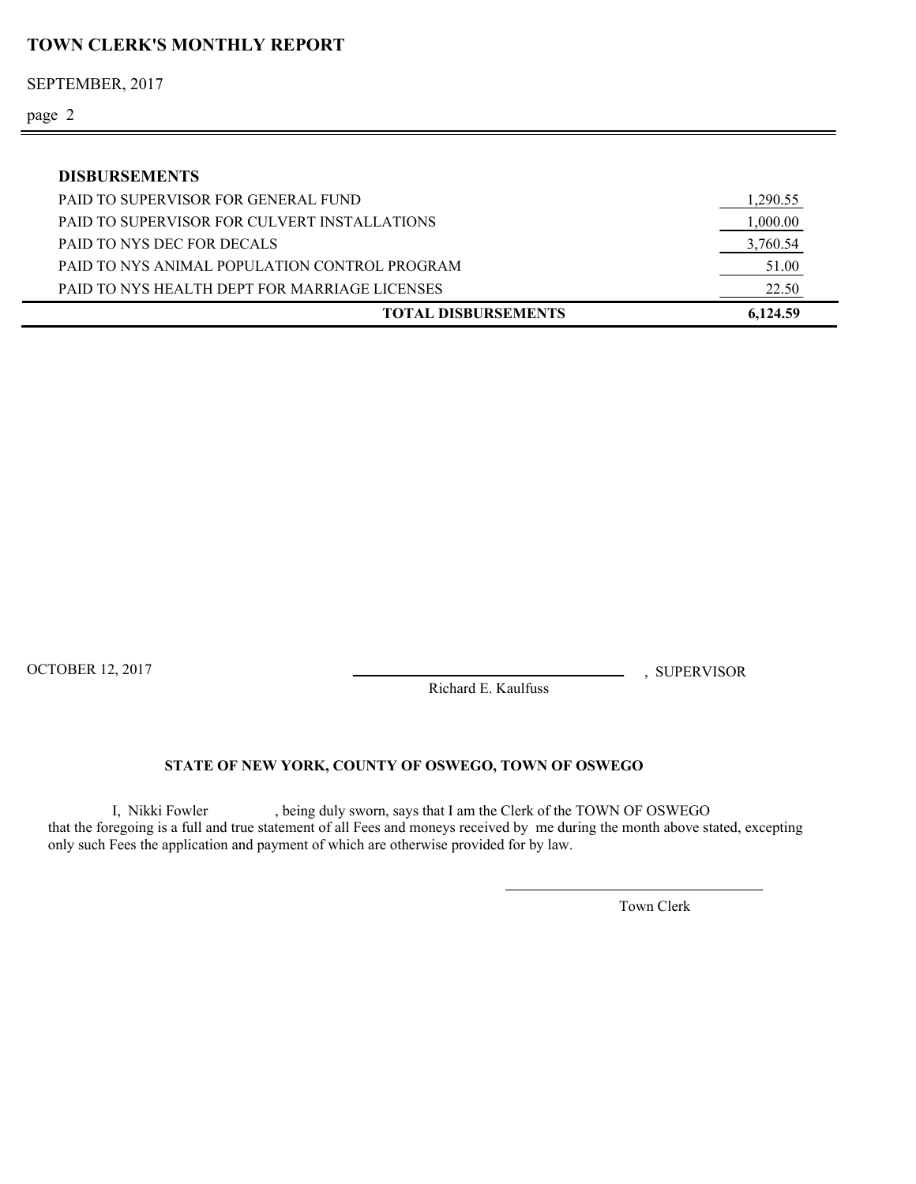# TOWN CLERK'S MONTHLY REPORT

SEPTEMBER, 2017

| | |
|---|---|
| **DISBURSEMENTS** | |
| PAID TO SUPERVISOR FOR GENERAL FUND | 1,290.55 |
| PAID TO SUPERVISOR FOR CULVERT INSTALLATIONS | 1,000.00 |
| PAID TO NYS DEC FOR DECALS | 3,760.54 |
| PAID TO NYS ANIMAL POPULATION CONTROL PROGRAM | 51.00 |
| PAID TO NYS HEALTH DEPT FOR MARRIAGE LICENSES | 22.50 |
| **TOTAL DISBURSEMENTS** | **6,124.59** |

OCTOBER 12, 2017

_______________________________, SUPERVISOR
Richard E. Kaulfuss

**STATE OF NEW YORK, COUNTY OF OSWEGO, TOWN OF OSWEGO**

I, Nikki Fowler , being duly sworn, says that I am the Clerk of the TOWN OF OSWEGO that the foregoing is a full and true statement of all Fees and moneys received by me during the month above stated, excepting only such Fees the application and payment of which are otherwise provided for by law.

_______________________________
Town Clerk